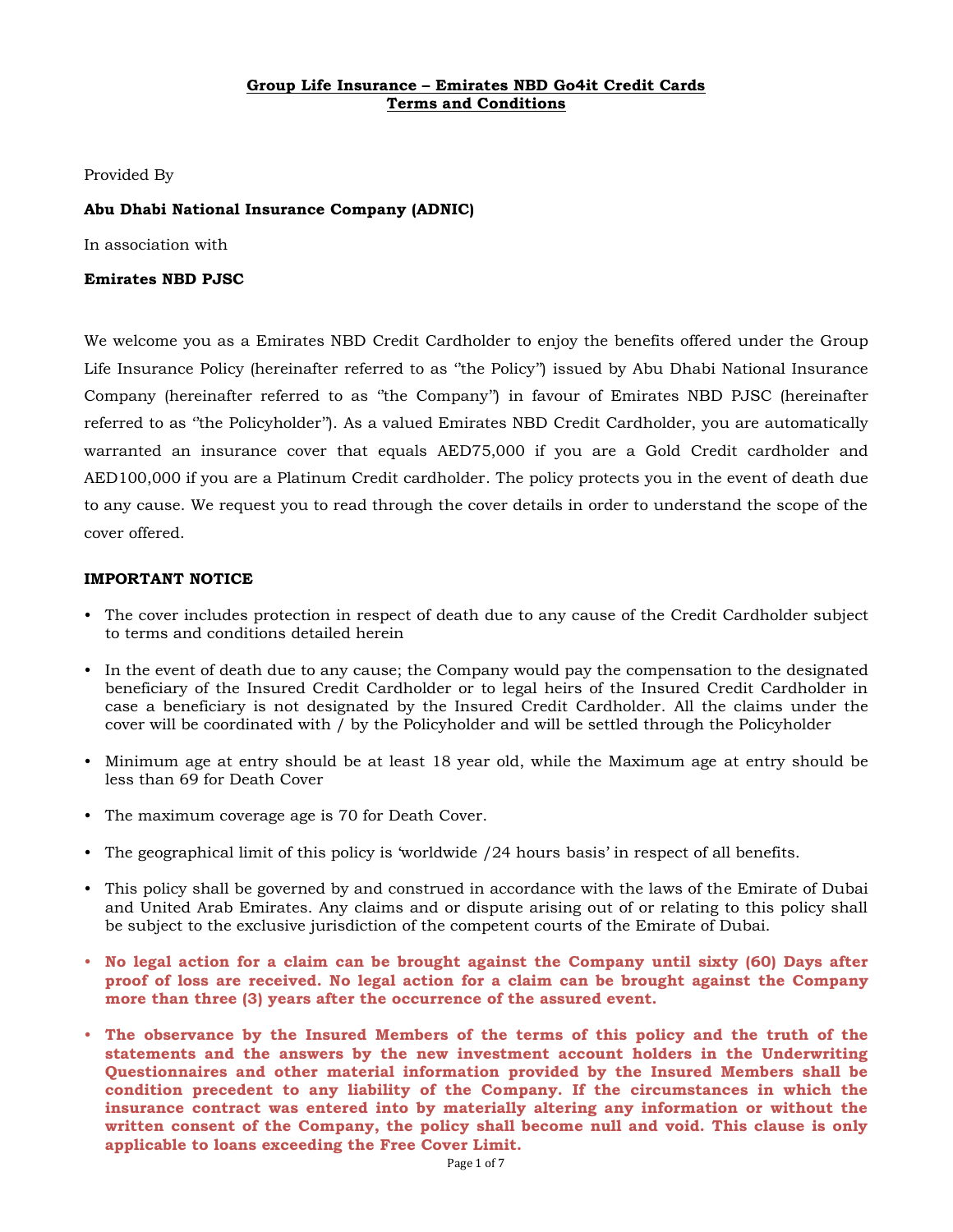**Group Life Insurance – Emirates NBD Go4it Credit Cards**
**Terms and Conditions**

Provided By

**Abu Dhabi National Insurance Company (ADNIC)**

In association with

**Emirates NBD PJSC**

We welcome you as a Emirates NBD Credit Cardholder to enjoy the benefits offered under the Group Life Insurance Policy (hereinafter referred to as ''the Policy'') issued by Abu Dhabi National Insurance Company (hereinafter referred to as ''the Company'') in favour of Emirates NBD PJSC (hereinafter referred to as ''the Policyholder''). As a valued Emirates NBD Credit Cardholder, you are automatically warranted an insurance cover that equals AED75,000 if you are a Gold Credit cardholder and AED100,000 if you are a Platinum Credit cardholder. The policy protects you in the event of death due to any cause. We request you to read through the cover details in order to understand the scope of the cover offered.

**IMPORTANT NOTICE**

- The cover includes protection in respect of death due to any cause of the Credit Cardholder subject to terms and conditions detailed herein
- In the event of death due to any cause; the Company would pay the compensation to the designated beneficiary of the Insured Credit Cardholder or to legal heirs of the Insured Credit Cardholder in case a beneficiary is not designated by the Insured Credit Cardholder. All the claims under the cover will be coordinated with / by the Policyholder and will be settled through the Policyholder
- Minimum age at entry should be at least 18 year old, while the Maximum age at entry should be less than 69 for Death Cover
- The maximum coverage age is 70 for Death Cover.
- The geographical limit of this policy is 'worldwide /24 hours basis' in respect of all benefits.
- This policy shall be governed by and construed in accordance with the laws of the Emirate of Dubai and United Arab Emirates. Any claims and or dispute arising out of or relating to this policy shall be subject to the exclusive jurisdiction of the competent courts of the Emirate of Dubai.
- **No legal action for a claim can be brought against the Company until sixty (60) Days after proof of loss are received. No legal action for a claim can be brought against the Company more than three (3) years after the occurrence of the assured event.**
- **The observance by the Insured Members of the terms of this policy and the truth of the statements and the answers by the new investment account holders in the Underwriting Questionnaires and other material information provided by the Insured Members shall be condition precedent to any liability of the Company. If the circumstances in which the insurance contract was entered into by materially altering any information or without the written consent of the Company, the policy shall become null and void. This clause is only applicable to loans exceeding the Free Cover Limit.**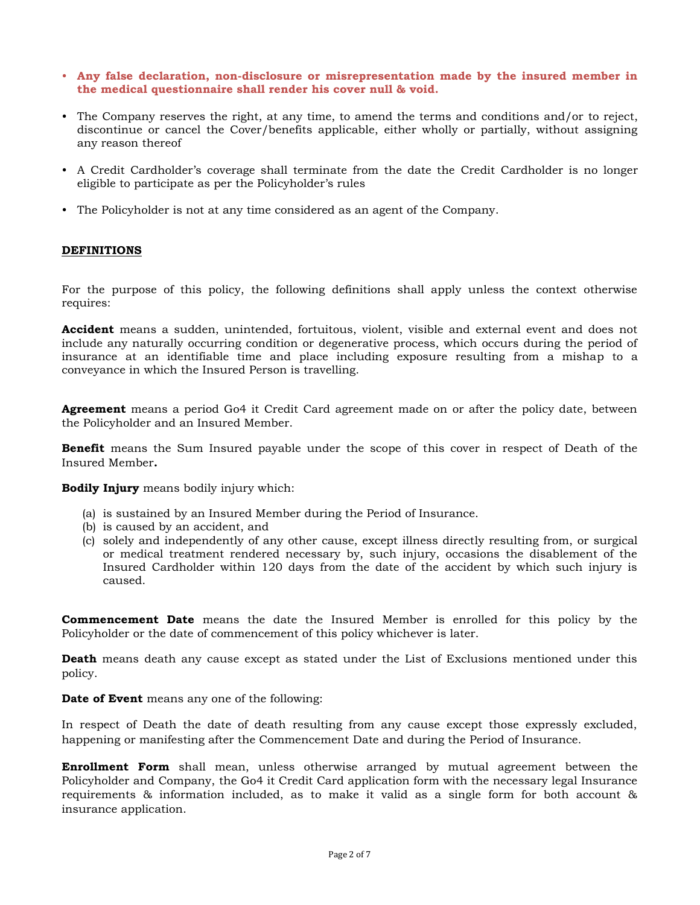- **Any false declaration, non-disclosure or misrepresentation made by the insured member in the medical questionnaire shall render his cover null & void.**
- The Company reserves the right, at any time, to amend the terms and conditions and/or to reject, discontinue or cancel the Cover/benefits applicable, either wholly or partially, without assigning any reason thereof
- A Credit Cardholder's coverage shall terminate from the date the Credit Cardholder is no longer eligible to participate as per the Policyholder's rules
- The Policyholder is not at any time considered as an agent of the Company.

## DEFINITIONS

For the purpose of this policy, the following definitions shall apply unless the context otherwise requires:

**Accident** means a sudden, unintended, fortuitous, violent, visible and external event and does not include any naturally occurring condition or degenerative process, which occurs during the period of insurance at an identifiable time and place including exposure resulting from a mishap to a conveyance in which the Insured Person is travelling.

**Agreement** means a period Go4 it Credit Card agreement made on or after the policy date, between the Policyholder and an Insured Member.

**Benefit** means the Sum Insured payable under the scope of this cover in respect of Death of the Insured Member**.**

**Bodily Injury** means bodily injury which:

(a) is sustained by an Insured Member during the Period of Insurance.
(b) is caused by an accident, and
(c) solely and independently of any other cause, except illness directly resulting from, or surgical or medical treatment rendered necessary by, such injury, occasions the disablement of the Insured Cardholder within 120 days from the date of the accident by which such injury is caused.

**Commencement Date** means the date the Insured Member is enrolled for this policy by the Policyholder or the date of commencement of this policy whichever is later.

**Death** means death any cause except as stated under the List of Exclusions mentioned under this policy.

**Date of Event** means any one of the following:

In respect of Death the date of death resulting from any cause except those expressly excluded, happening or manifesting after the Commencement Date and during the Period of Insurance.

**Enrollment Form** shall mean, unless otherwise arranged by mutual agreement between the Policyholder and Company, the Go4 it Credit Card application form with the necessary legal Insurance requirements & information included, as to make it valid as a single form for both account & insurance application.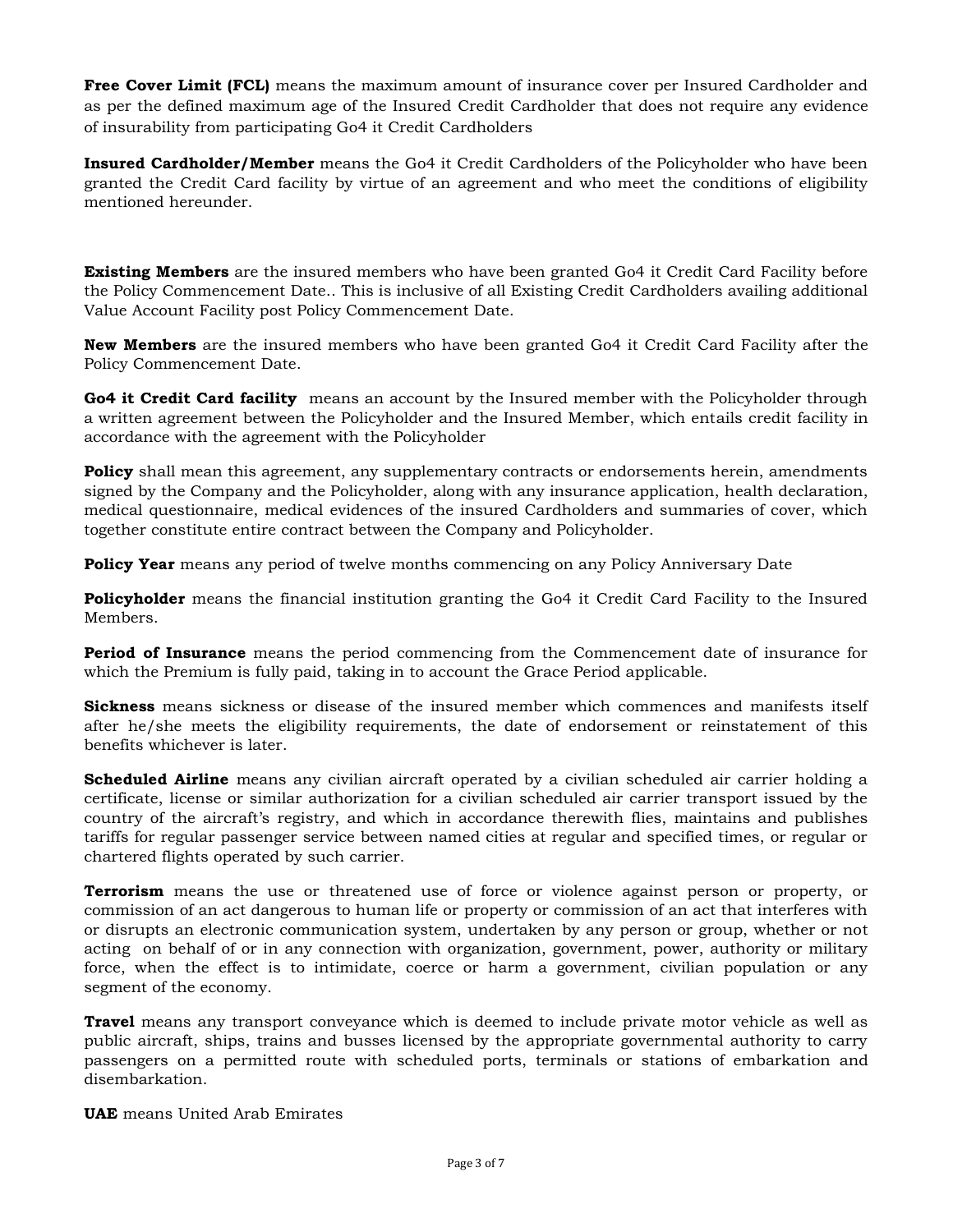**Free Cover Limit (FCL)** means the maximum amount of insurance cover per Insured Cardholder and as per the defined maximum age of the Insured Credit Cardholder that does not require any evidence of insurability from participating Go4 it Credit Cardholders

**Insured Cardholder/Member** means the Go4 it Credit Cardholders of the Policyholder who have been granted the Credit Card facility by virtue of an agreement and who meet the conditions of eligibility mentioned hereunder.

**Existing Members** are the insured members who have been granted Go4 it Credit Card Facility before the Policy Commencement Date.. This is inclusive of all Existing Credit Cardholders availing additional Value Account Facility post Policy Commencement Date.

**New Members** are the insured members who have been granted Go4 it Credit Card Facility after the Policy Commencement Date.

**Go4 it Credit Card facility** means an account by the Insured member with the Policyholder through a written agreement between the Policyholder and the Insured Member, which entails credit facility in accordance with the agreement with the Policyholder

**Policy** shall mean this agreement, any supplementary contracts or endorsements herein, amendments signed by the Company and the Policyholder, along with any insurance application, health declaration, medical questionnaire, medical evidences of the insured Cardholders and summaries of cover, which together constitute entire contract between the Company and Policyholder.

**Policy Year** means any period of twelve months commencing on any Policy Anniversary Date

**Policyholder** means the financial institution granting the Go4 it Credit Card Facility to the Insured Members.

**Period of Insurance** means the period commencing from the Commencement date of insurance for which the Premium is fully paid, taking in to account the Grace Period applicable.

**Sickness** means sickness or disease of the insured member which commences and manifests itself after he/she meets the eligibility requirements, the date of endorsement or reinstatement of this benefits whichever is later.

**Scheduled Airline** means any civilian aircraft operated by a civilian scheduled air carrier holding a certificate, license or similar authorization for a civilian scheduled air carrier transport issued by the country of the aircraft's registry, and which in accordance therewith flies, maintains and publishes tariffs for regular passenger service between named cities at regular and specified times, or regular or chartered flights operated by such carrier.

**Terrorism** means the use or threatened use of force or violence against person or property, or commission of an act dangerous to human life or property or commission of an act that interferes with or disrupts an electronic communication system, undertaken by any person or group, whether or not acting on behalf of or in any connection with organization, government, power, authority or military force, when the effect is to intimidate, coerce or harm a government, civilian population or any segment of the economy.

**Travel** means any transport conveyance which is deemed to include private motor vehicle as well as public aircraft, ships, trains and busses licensed by the appropriate governmental authority to carry passengers on a permitted route with scheduled ports, terminals or stations of embarkation and disembarkation.

**UAE** means United Arab Emirates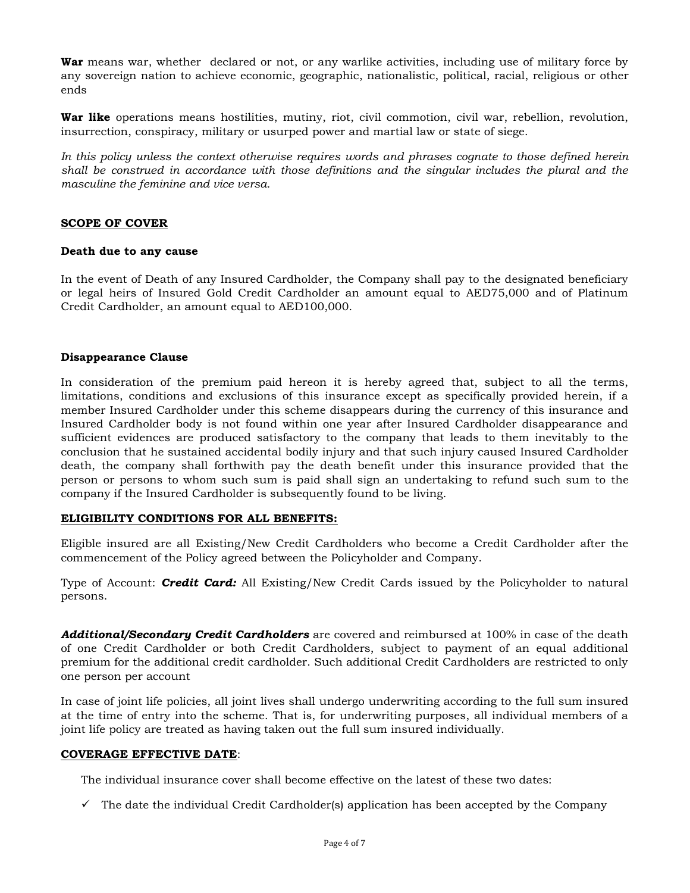**War** means war, whether  declared or not, or any warlike activities, including use of military force by any sovereign nation to achieve economic, geographic, nationalistic, political, racial, religious or other ends

**War like** operations means hostilities, mutiny, riot, civil commotion, civil war, rebellion, revolution, insurrection, conspiracy, military or usurped power and martial law or state of siege.

*In this policy unless the context otherwise requires words and phrases cognate to those defined herein shall be construed in accordance with those definitions and the singular includes the plural and the masculine the feminine and vice versa.*

## SCOPE OF COVER

### Death due to any cause

In the event of Death of any Insured Cardholder, the Company shall pay to the designated beneficiary or legal heirs of Insured Gold Credit Cardholder an amount equal to AED75,000 and of Platinum Credit Cardholder, an amount equal to AED100,000.

### Disappearance Clause

In consideration of the premium paid hereon it is hereby agreed that, subject to all the terms, limitations, conditions and exclusions of this insurance except as specifically provided herein, if a member Insured Cardholder under this scheme disappears during the currency of this insurance and Insured Cardholder body is not found within one year after Insured Cardholder disappearance and sufficient evidences are produced satisfactory to the company that leads to them inevitably to the conclusion that he sustained accidental bodily injury and that such injury caused Insured Cardholder death, the company shall forthwith pay the death benefit under this insurance provided that the person or persons to whom such sum is paid shall sign an undertaking to refund such sum to the company if the Insured Cardholder is subsequently found to be living.

## ELIGIBILITY CONDITIONS FOR ALL BENEFITS:

Eligible insured are all Existing/New Credit Cardholders who become a Credit Cardholder after the commencement of the Policy agreed between the Policyholder and Company.

Type of Account: ***Credit Card:*** All Existing/New Credit Cards issued by the Policyholder to natural persons.

***Additional/Secondary Credit Cardholders*** are covered and reimbursed at 100% in case of the death of one Credit Cardholder or both Credit Cardholders, subject to payment of an equal additional premium for the additional credit cardholder. Such additional Credit Cardholders are restricted to only one person per account

In case of joint life policies, all joint lives shall undergo underwriting according to the full sum insured at the time of entry into the scheme. That is, for underwriting purposes, all individual members of a joint life policy are treated as having taken out the full sum insured individually.

## COVERAGE EFFECTIVE DATE:

The individual insurance cover shall become effective on the latest of these two dates:

- ✓ The date the individual Credit Cardholder(s) application has been accepted by the Company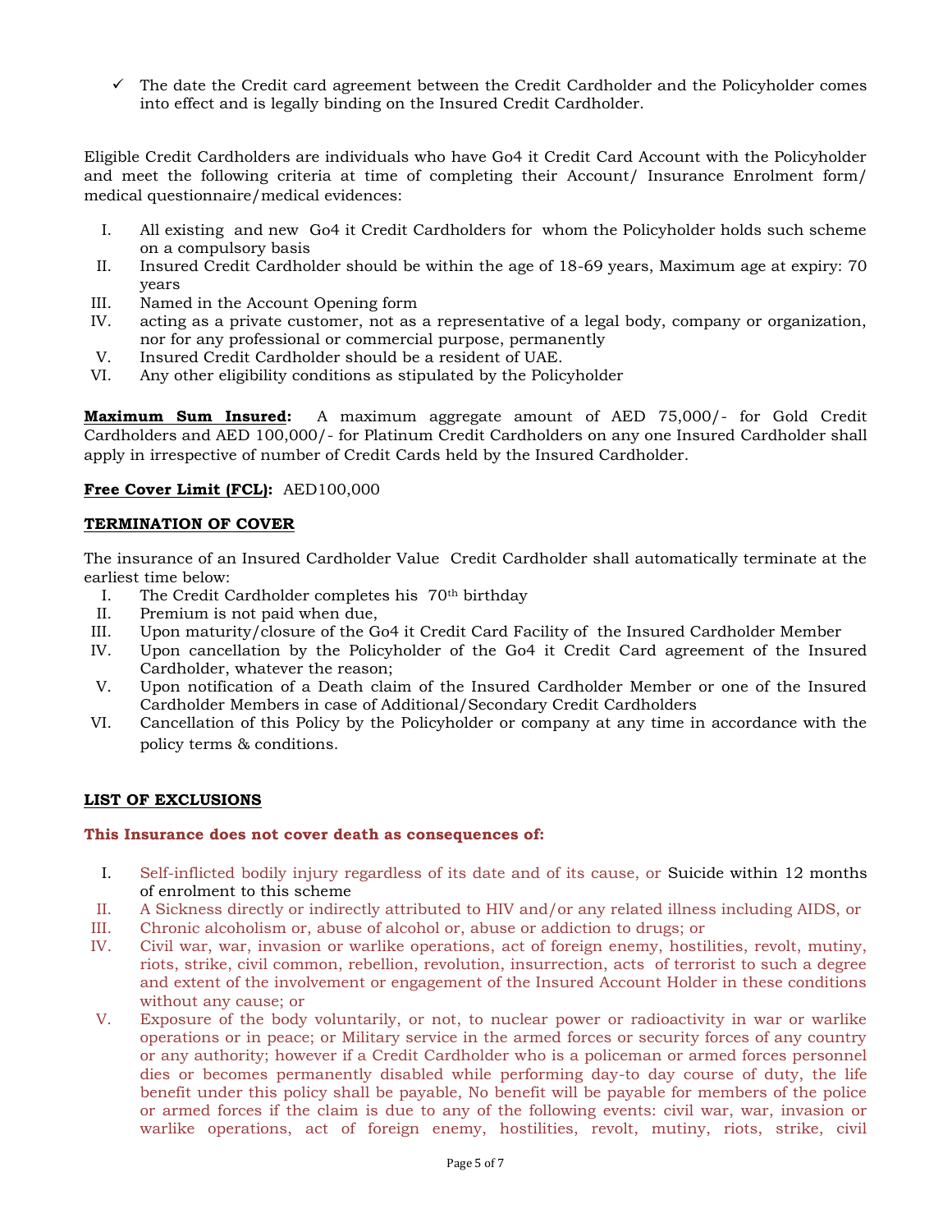- ✓ The date the Credit card agreement between the Credit Cardholder and the Policyholder comes into effect and is legally binding on the Insured Credit Cardholder.

Eligible Credit Cardholders are individuals who have Go4 it Credit Card Account with the Policyholder and meet the following criteria at time of completing their Account/ Insurance Enrolment form/ medical questionnaire/medical evidences:

I. All existing and new Go4 it Credit Cardholders for whom the Policyholder holds such scheme on a compulsory basis
II. Insured Credit Cardholder should be within the age of 18-69 years, Maximum age at expiry: 70 years
III. Named in the Account Opening form
IV. acting as a private customer, not as a representative of a legal body, company or organization, nor for any professional or commercial purpose, permanently
V. Insured Credit Cardholder should be a resident of UAE.
VI. Any other eligibility conditions as stipulated by the Policyholder

**Maximum Sum Insured:** A maximum aggregate amount of AED 75,000/- for Gold Credit Cardholders and AED 100,000/- for Platinum Credit Cardholders on any one Insured Cardholder shall apply in irrespective of number of Credit Cards held by the Insured Cardholder.

**Free Cover Limit (FCL):** AED100,000

**TERMINATION OF COVER**

The insurance of an Insured Cardholder Value Credit Cardholder shall automatically terminate at the earliest time below:

I. The Credit Cardholder completes his 70th birthday
II. Premium is not paid when due,
III. Upon maturity/closure of the Go4 it Credit Card Facility of the Insured Cardholder Member
IV. Upon cancellation by the Policyholder of the Go4 it Credit Card agreement of the Insured Cardholder, whatever the reason;
V. Upon notification of a Death claim of the Insured Cardholder Member or one of the Insured Cardholder Members in case of Additional/Secondary Credit Cardholders
VI. Cancellation of this Policy by the Policyholder or company at any time in accordance with the policy terms & conditions.

**LIST OF EXCLUSIONS**

**This Insurance does not cover death as consequences of:**

I. Self-inflicted bodily injury regardless of its date and of its cause, or Suicide within 12 months of enrolment to this scheme
II. A Sickness directly or indirectly attributed to HIV and/or any related illness including AIDS, or
III. Chronic alcoholism or, abuse of alcohol or, abuse or addiction to drugs; or
IV. Civil war, war, invasion or warlike operations, act of foreign enemy, hostilities, revolt, mutiny, riots, strike, civil common, rebellion, revolution, insurrection, acts of terrorist to such a degree and extent of the involvement or engagement of the Insured Account Holder in these conditions without any cause; or
V. Exposure of the body voluntarily, or not, to nuclear power or radioactivity in war or warlike operations or in peace; or Military service in the armed forces or security forces of any country or any authority; however if a Credit Cardholder who is a policeman or armed forces personnel dies or becomes permanently disabled while performing day-to day course of duty, the life benefit under this policy shall be payable, No benefit will be payable for members of the police or armed forces if the claim is due to any of the following events: civil war, war, invasion or warlike operations, act of foreign enemy, hostilities, revolt, mutiny, riots, strike, civil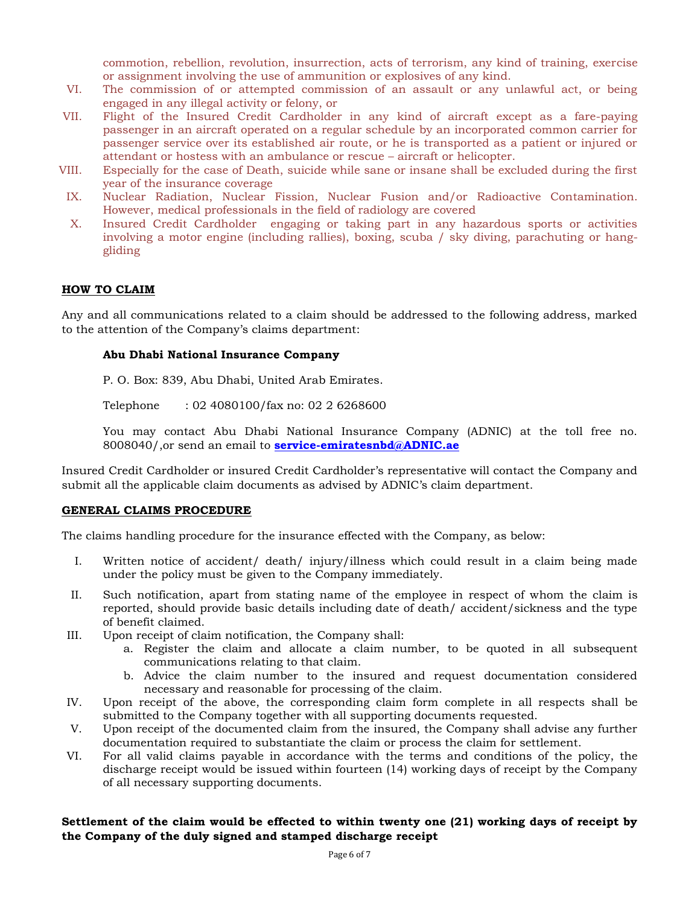commotion, rebellion, revolution, insurrection, acts of terrorism, any kind of training, exercise or assignment involving the use of ammunition or explosives of any kind.

VI. The commission of or attempted commission of an assault or any unlawful act, or being engaged in any illegal activity or felony, or

VII. Flight of the Insured Credit Cardholder in any kind of aircraft except as a fare-paying passenger in an aircraft operated on a regular schedule by an incorporated common carrier for passenger service over its established air route, or he is transported as a patient or injured or attendant or hostess with an ambulance or rescue – aircraft or helicopter.

VIII. Especially for the case of Death, suicide while sane or insane shall be excluded during the first year of the insurance coverage

IX. Nuclear Radiation, Nuclear Fission, Nuclear Fusion and/or Radioactive Contamination. However, medical professionals in the field of radiology are covered

X. Insured Credit Cardholder engaging or taking part in any hazardous sports or activities involving a motor engine (including rallies), boxing, scuba / sky diving, parachuting or hang-gliding

## HOW TO CLAIM

Any and all communications related to a claim should be addressed to the following address, marked to the attention of the Company's claims department:

**Abu Dhabi National Insurance Company**

P. O. Box: 839, Abu Dhabi, United Arab Emirates.

Telephone : 02 4080100/fax no: 02 2 6268600

You may contact Abu Dhabi National Insurance Company (ADNIC) at the toll free no. 8008040/,or send an email to **service-emiratesnbd@ADNIC.ae**

Insured Credit Cardholder or insured Credit Cardholder's representative will contact the Company and submit all the applicable claim documents as advised by ADNIC's claim department.

## GENERAL CLAIMS PROCEDURE

The claims handling procedure for the insurance effected with the Company, as below:

I. Written notice of accident/ death/ injury/illness which could result in a claim being made under the policy must be given to the Company immediately.

II. Such notification, apart from stating name of the employee in respect of whom the claim is reported, should provide basic details including date of death/ accident/sickness and the type of benefit claimed.

III. Upon receipt of claim notification, the Company shall:
   a. Register the claim and allocate a claim number, to be quoted in all subsequent communications relating to that claim.
   b. Advice the claim number to the insured and request documentation considered necessary and reasonable for processing of the claim.

IV. Upon receipt of the above, the corresponding claim form complete in all respects shall be submitted to the Company together with all supporting documents requested.

V. Upon receipt of the documented claim from the insured, the Company shall advise any further documentation required to substantiate the claim or process the claim for settlement.

VI. For all valid claims payable in accordance with the terms and conditions of the policy, the discharge receipt would be issued within fourteen (14) working days of receipt by the Company of all necessary supporting documents.

**Settlement of the claim would be effected to within twenty one (21) working days of receipt by the Company of the duly signed and stamped discharge receipt**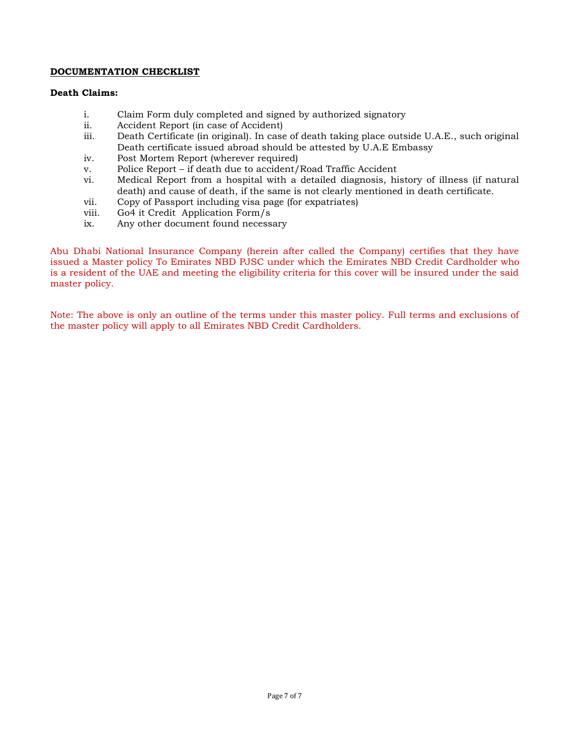**DOCUMENTATION CHECKLIST**

**Death Claims:**

i. Claim Form duly completed and signed by authorized signatory
ii. Accident Report (in case of Accident)
iii. Death Certificate (in original). In case of death taking place outside U.A.E., such original Death certificate issued abroad should be attested by U.A.E Embassy
iv. Post Mortem Report (wherever required)
v. Police Report – if death due to accident/Road Traffic Accident
vi. Medical Report from a hospital with a detailed diagnosis, history of illness (if natural death) and cause of death, if the same is not clearly mentioned in death certificate.
vii. Copy of Passport including visa page (for expatriates)
viii. Go4 it Credit Application Form/s
ix. Any other document found necessary

Abu Dhabi National Insurance Company (herein after called the Company) certifies that they have issued a Master policy To Emirates NBD PJSC under which the Emirates NBD Credit Cardholder who is a resident of the UAE and meeting the eligibility criteria for this cover will be insured under the said master policy.

Note: The above is only an outline of the terms under this master policy. Full terms and exclusions of the master policy will apply to all Emirates NBD Credit Cardholders.